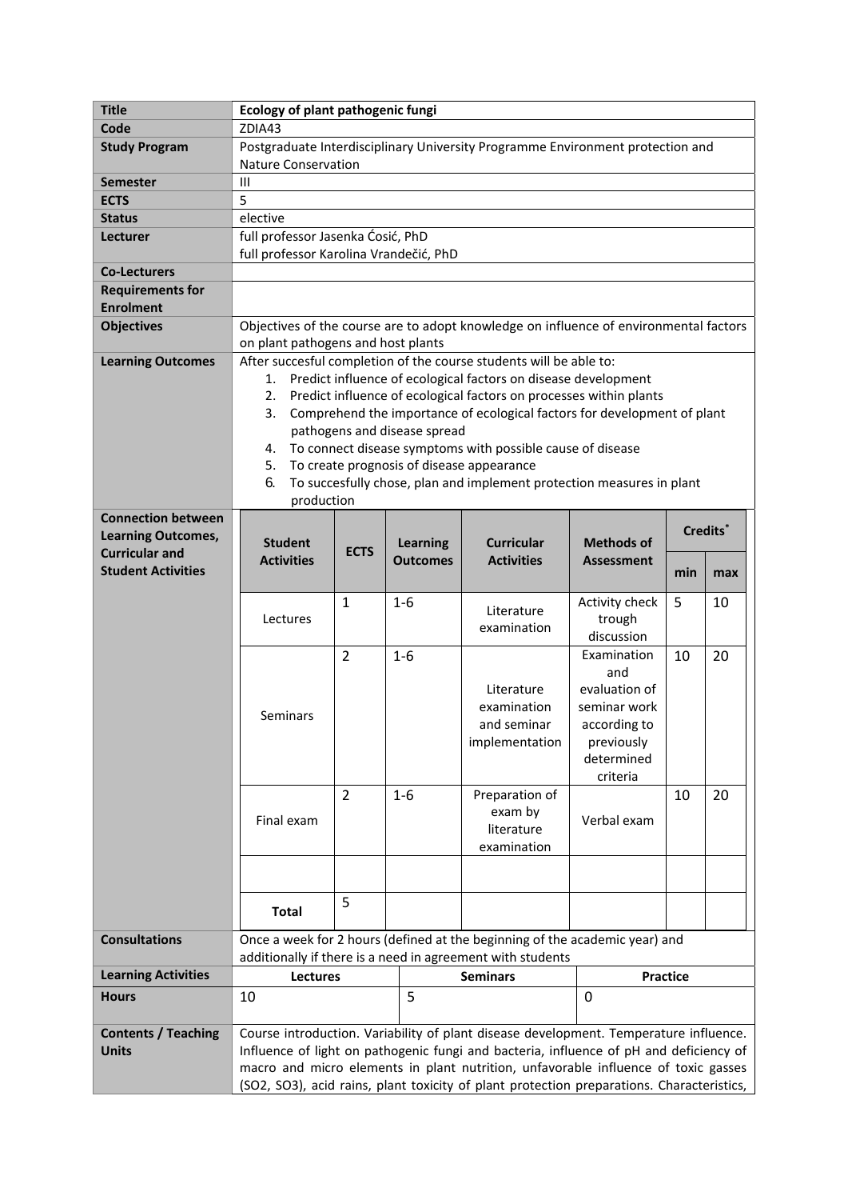| Title | Ecology of plant pathogenic fungi |
|---|---|
| Code | ZDIA43 |
| Study Program | Postgraduate Interdisciplinary University Programme Environment protection and Nature Conservation |
| Semester | III |
| ECTS | 5 |
| Status | elective |
| Lecturer | full professor Jasenka Ćosić, PhD<br>full professor Karolina Vrandečić, PhD |
| Co-Lecturers | |
| Requirements for Enrolment | |
| Objectives | Objectives of the course are to adopt knowledge on influence of environmental factors on plant pathogens and host plants |
| Learning Outcomes | After succesful completion of the course students will be able to:<br>1. Predict influence of ecological factors on disease development<br>2. Predict influence of ecological factors on processes within plants<br>3. Comprehend the importance of ecological factors for development of plant pathogens and disease spread<br>4. To connect disease symptoms with possible cause of disease<br>5. To create prognosis of disease appearance<br>6. To succesfully chose, plan and implement protection measures in plant production |

**Connection between Learning Outcomes, Curricular and Student Activities**

| Student Activities | ECTS | Learning Outcomes | Curricular Activities | Methods of Assessment | Credits* min | Credits* max |
|---|---|---|---|---|---|---|
| Lectures | 1 | 1-6 | Literature examination | Activity check trough discussion | 5 | 10 |
| Seminars | 2 | 1-6 | Literature examination and seminar implementation | Examination and evaluation of seminar work according to previously determined criteria | 10 | 20 |
| Final exam | 2 | 1-6 | Preparation of exam by literature examination | Verbal exam | 10 | 20 |
| | | | | | | |
| Total | 5 | | | | | |

| Consultations | Once a week for 2 hours (defined at the beginning of the academic year) and additionally if there is a need in agreement with students | | |
|---|---|---|---|
| Learning Activities | Lectures | Seminars | Practice |
| Hours | 10 | 5 | 0 |

| Contents / Teaching Units | Course introduction. Variability of plant disease development. Temperature influence. Influence of light on pathogenic fungi and bacteria, influence of pH and deficiency of macro and micro elements in plant nutrition, unfavorable influence of toxic gasses ($SO_2$, $SO_3$), acid rains, plant toxicity of plant protection preparations. Characteristics, |
|---|---|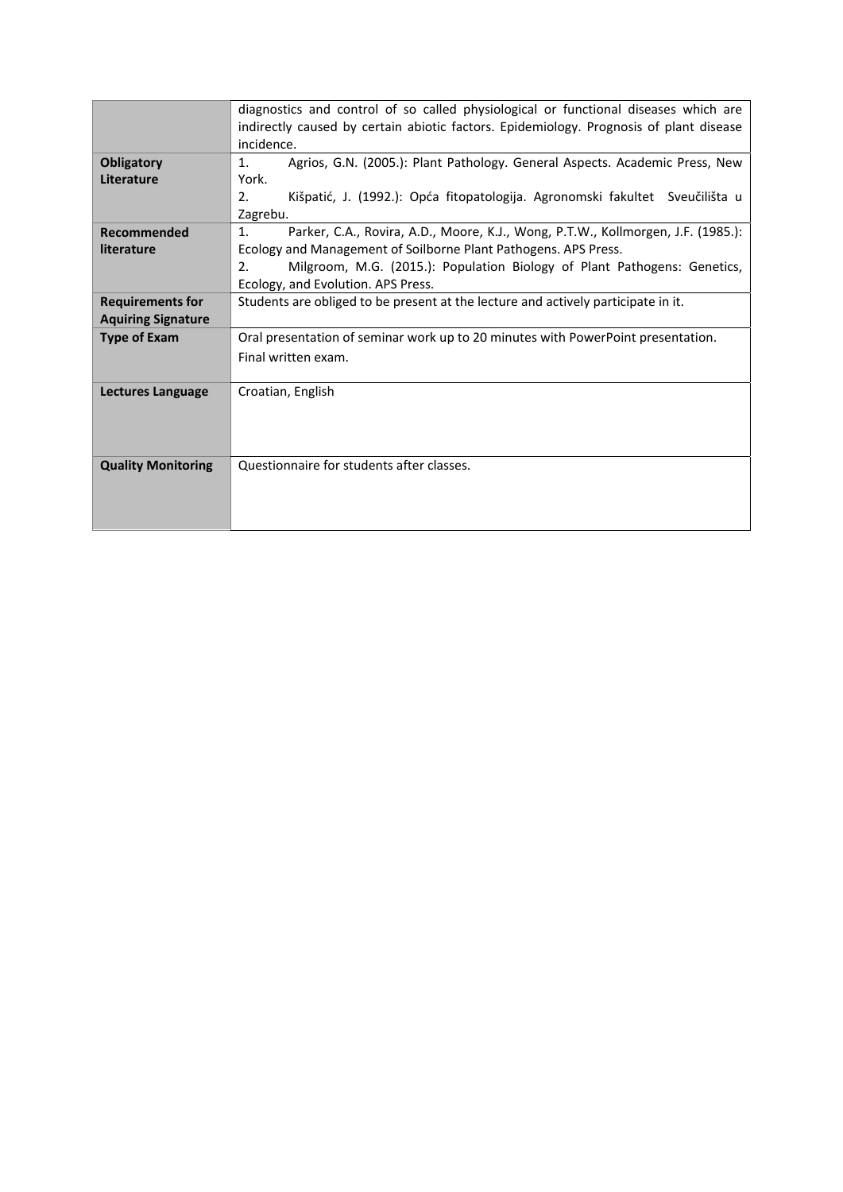| | |
|---|---|
| | diagnostics and control of so called physiological or functional diseases which are indirectly caused by certain abiotic factors. Epidemiology. Prognosis of plant disease incidence. |
| **Obligatory Literature** | 1. Agrios, G.N. (2005.): Plant Pathology. General Aspects. Academic Press, New York.<br>2. Kišpatić, J. (1992.): Opća fitopatologija. Agronomski fakultet Sveučilišta u Zagrebu. |
| **Recommended literature** | 1. Parker, C.A., Rovira, A.D., Moore, K.J., Wong, P.T.W., Kollmorgen, J.F. (1985.): Ecology and Management of Soilborne Plant Pathogens. APS Press.<br>2. Milgroom, M.G. (2015.): Population Biology of Plant Pathogens: Genetics, Ecology, and Evolution. APS Press. |
| **Requirements for Aquiring Signature** | Students are obliged to be present at the lecture and actively participate in it. |
| **Type of Exam** | Oral presentation of seminar work up to 20 minutes with PowerPoint presentation.<br>Final written exam. |
| **Lectures Language** | Croatian, English |
| **Quality Monitoring** | Questionnaire for students after classes. |